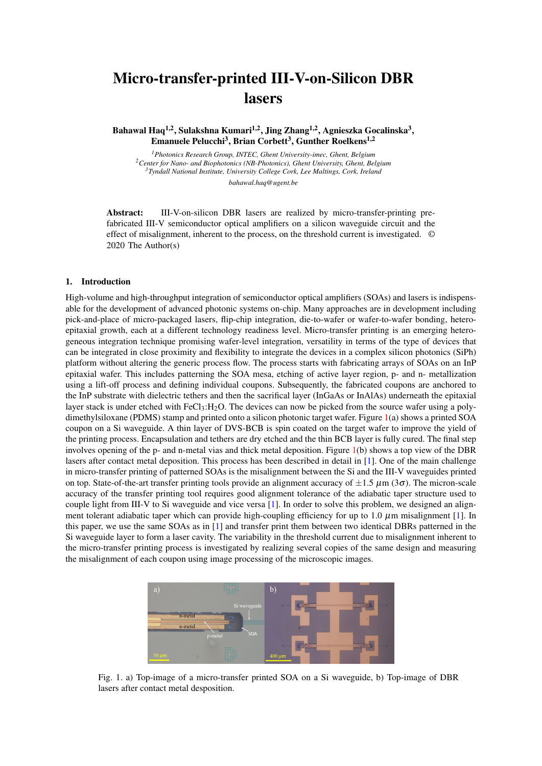# Micro-transfer-printed III-V-on-Silicon DBR lasers

**Bahawal Haq[1,2], Sulakshna Kumari[1,2], Jing Zhang[1,2], Agnieszka Gocalinska[3], Emanuele Pelucchi[3], Brian Corbett[3], Gunther Roelkens[1,2]**

[1] *Photonics Research Group, INTEC, Ghent University-imec, Ghent, Belgium*
[2] *Center for Nano- and Biophotonics (NB-Photonics), Ghent University, Ghent, Belgium*
[3] *Tyndall National Institute, University College Cork, Lee Maltings, Cork, Ireland*

*bahawal.haq@ugent.be*

**Abstract:** III-V-on-silicon DBR lasers are realized by micro-transfer-printing pre-fabricated III-V semiconductor optical amplifiers on a silicon waveguide circuit and the effect of misalignment, inherent to the process, on the threshold current is investigated. © 2020 The Author(s)

## 1. Introduction

High-volume and high-throughput integration of semiconductor optical amplifiers (SOAs) and lasers is indispensable for the development of advanced photonic systems on-chip. Many approaches are in development including pick-and-place of micro-packaged lasers, flip-chip integration, die-to-wafer or wafer-to-wafer bonding, hetero-epitaxial growth, each at a different technology readiness level. Micro-transfer printing is an emerging heterogeneous integration technique promising wafer-level integration, versatility in terms of the type of devices that can be integrated in close proximity and flexibility to integrate the devices in a complex silicon photonics (SiPh) platform without altering the generic process flow. The process starts with fabricating arrays of SOAs on an InP epitaxial wafer. This includes patterning the SOA mesa, etching of active layer region, p- and n- metallization using a lift-off process and defining individual coupons. Subsequently, the fabricated coupons are anchored to the InP substrate with dielectric tethers and then the sacrifical layer (InGaAs or InAlAs) underneath the epitaxial layer stack is under etched with $FeCl_3$:$H_2O$. The devices can now be picked from the source wafer using a polydimethylsiloxane (PDMS) stamp and printed onto a silicon photonic target wafer. Figure 1(a) shows a printed SOA coupon on a Si waveguide. A thin layer of DVS-BCB is spin coated on the target wafer to improve the yield of the printing process. Encapsulation and tethers are dry etched and the thin BCB layer is fully cured. The final step involves opening of the p- and n-metal vias and thick metal deposition. Figure 1(b) shows a top view of the DBR lasers after contact metal deposition. This process has been described in detail in [1]. One of the main challenge in micro-transfer printing of patterned SOAs is the misalignment between the Si and the III-V waveguides printed on top. State-of-the-art transfer printing tools provide an alignment accuracy of $\pm 1.5$ $\mu$m ($3\sigma$). The micron-scale accuracy of the transfer printing tool requires good alignment tolerance of the adiabatic taper structure used to couple light from III-V to Si waveguide and vice versa [1]. In order to solve this problem, we designed an alignment tolerant adiabatic taper which can provide high-coupling efficiency for up to 1.0 $\mu$m misalignment [1]. In this paper, we use the same SOAs as in [1] and transfer print them between two identical DBRs patterned in the Si waveguide layer to form a laser cavity. The variability in the threshold current due to misalignment inherent to the micro-transfer printing process is investigated by realizing several copies of the same design and measuring the misalignment of each coupon using image processing of the microscopic images.

Fig. 1. a) Top-image of a micro-transfer printed SOA on a Si waveguide, b) Top-image of DBR lasers after contact metal desposition.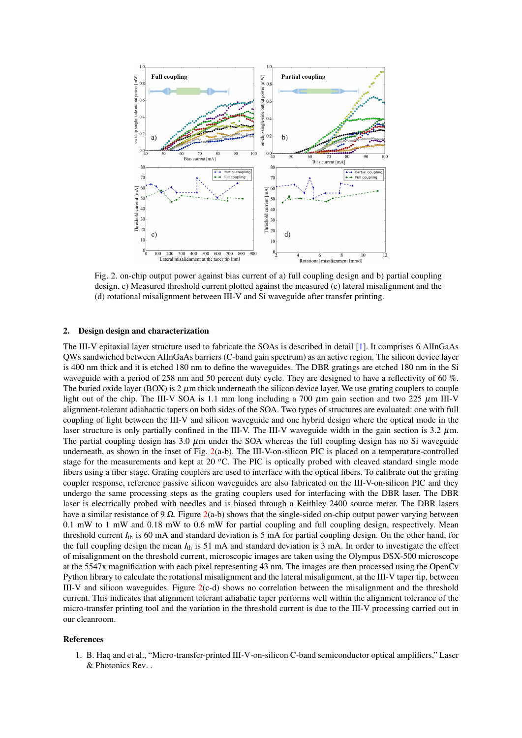Full coupling

on-chip single-side output power [mW]

1.0
0.8
0.6
0.4
0.2
0.0

a)

40 50 60 70 80 90 100

Bias current [mA]

Partial coupling

on-chip single-side output power [mW]

1.0
0.8
0.6
0.4
0.2
0.0

b)

40 50 60 70 80 90 100

Bias current [mA]

Threshold current [mA]

80
70
60
50
40
30
20
10
0

c)

Partial coupling
Full coupling

0 100 200 300 400 500 600 700 800 900

Lateral misalignment at the taper tip [nm]

Threshold current [mA]

80
70
60
50
40
30
20
10
0

d)

Partial coupling
Full coupling

2 4 6 8 10 12

Rotational misalignment [mrad]

Fig. 2. on-chip output power against bias current of a) full coupling design and b) partial coupling design. c) Measured threshold current plotted against the measured (c) lateral misalignment and the (d) rotational misalignment between III-V and Si waveguide after transfer printing.

## 2. Design design and characterization

The III-V epitaxial layer structure used to fabricate the SOAs is described in detail [1]. It comprises 6 AlInGaAs QWs sandwiched between AlInGaAs barriers (C-band gain spectrum) as an active region. The silicon device layer is 400 nm thick and it is etched 180 nm to define the waveguides. The DBR gratings are etched 180 nm in the Si waveguide with a period of 258 nm and 50 percent duty cycle. They are designed to have a reflectivity of 60 %. The buried oxide layer (BOX) is 2 $\mu$m thick underneath the silicon device layer. We use grating couplers to couple light out of the chip. The III-V SOA is 1.1 mm long including a 700 $\mu$m gain section and two 225 $\mu$m III-V alignment-tolerant adiabatic tapers on both sides of the SOA. Two types of structures are evaluated: one with full coupling of light between the III-V and silicon waveguide and one hybrid design where the optical mode in the laser structure is only partially confined in the III-V. The III-V waveguide width in the gain section is 3.2 $\mu$m. The partial coupling design has 3.0 $\mu$m under the SOA whereas the full coupling design has no Si waveguide underneath, as shown in the inset of Fig. 2(a-b). The III-V-on-silicon PIC is placed on a temperature-controlled stage for the measurements and kept at 20 $^{o}$C. The PIC is optically probed with cleaved standard single mode fibers using a fiber stage. Grating couplers are used to interface with the optical fibers. To calibrate out the grating coupler response, reference passive silicon waveguides are also fabricated on the III-V-on-silicon PIC and they undergo the same processing steps as the grating couplers used for interfacing with the DBR laser. The DBR laser is electrically probed with needles and is biased through a Keithley 2400 source meter. The DBR lasers have a similar resistance of 9 $\Omega$. Figure 2(a-b) shows that the single-sided on-chip output power varying between 0.1 mW to 1 mW and 0.18 mW to 0.6 mW for partial coupling and full coupling design, respectively. Mean threshold current $I_{\text{th}}$ is 60 mA and standard deviation is 5 mA for partial coupling design. On the other hand, for the full coupling design the mean $I_{\text{th}}$ is 51 mA and standard deviation is 3 mA. In order to investigate the effect of misalignment on the threshold current, microscopic images are taken using the Olympus DSX-500 microscope at the 5547x magnification with each pixel representing 43 nm. The images are then processed using the OpenCv Python library to calculate the rotational misalignment and the lateral misalignment, at the III-V taper tip, between III-V and silicon waveguides. Figure 2(c-d) shows no correlation between the misalignment and the threshold current. This indicates that alignment tolerant adiabatic taper performs well within the alignment tolerance of the micro-transfer printing tool and the variation in the threshold current is due to the III-V processing carried out in our cleanroom.

## References

1. B. Haq and et al., "Micro-transfer-printed III-V-on-silicon C-band semiconductor optical amplifiers," Laser & Photonics Rev. .